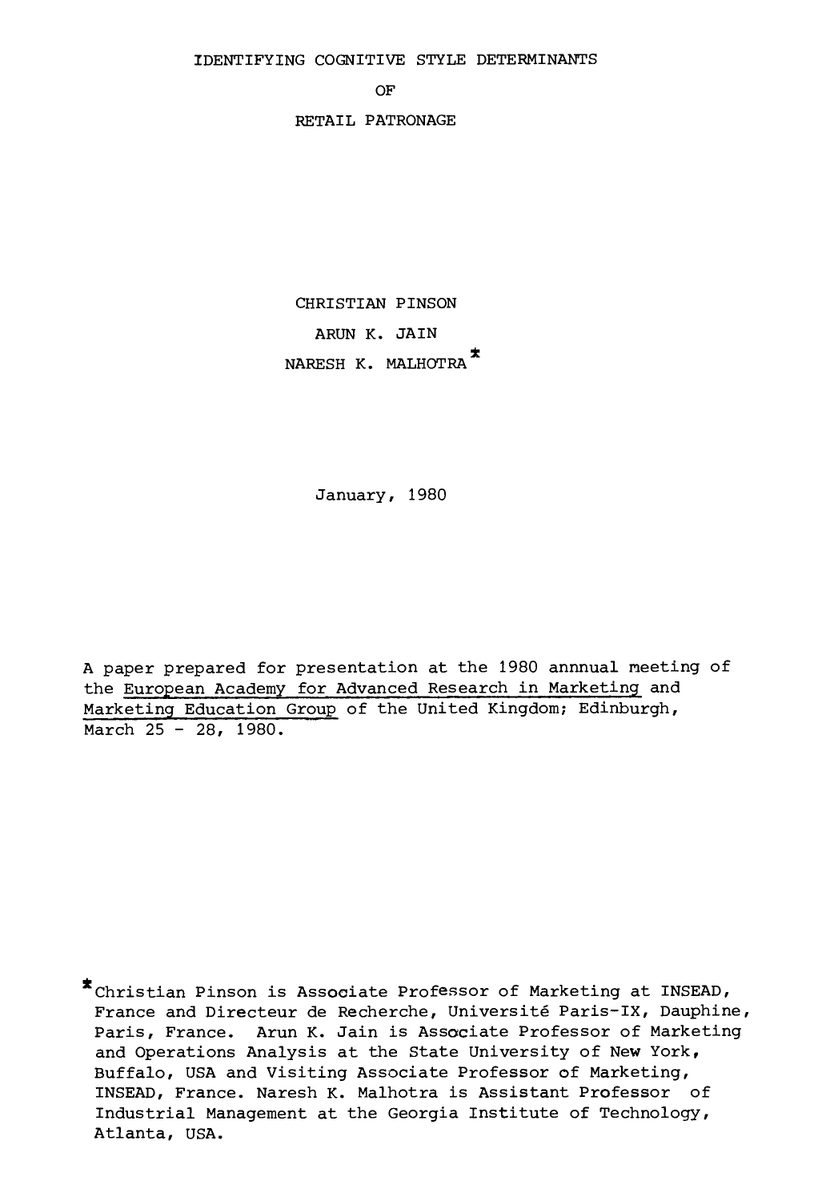# IDENTIFYING COGNITIVE STYLE DETERMINANTS OF RETAIL PATRONAGE

CHRISTIAN PINSON

ARUN K. JAIN

NARESH K. MALHOTRA*

January, 1980

A paper prepared for presentation at the 1980 annnual meeting of the European Academy for Advanced Research in Marketing and Marketing Education Group of the United Kingdom; Edinburgh, March 25 - 28, 1980.

*Christian Pinson is Associate Professor of Marketing at INSEAD, France and Directeur de Recherche, Université Paris-IX, Dauphine, Paris, France. Arun K. Jain is Associate Professor of Marketing and Operations Analysis at the State University of New York, Buffalo, USA and Visiting Associate Professor of Marketing, INSEAD, France. Naresh K. Malhotra is Assistant Professor of Industrial Management at the Georgia Institute of Technology, Atlanta, USA.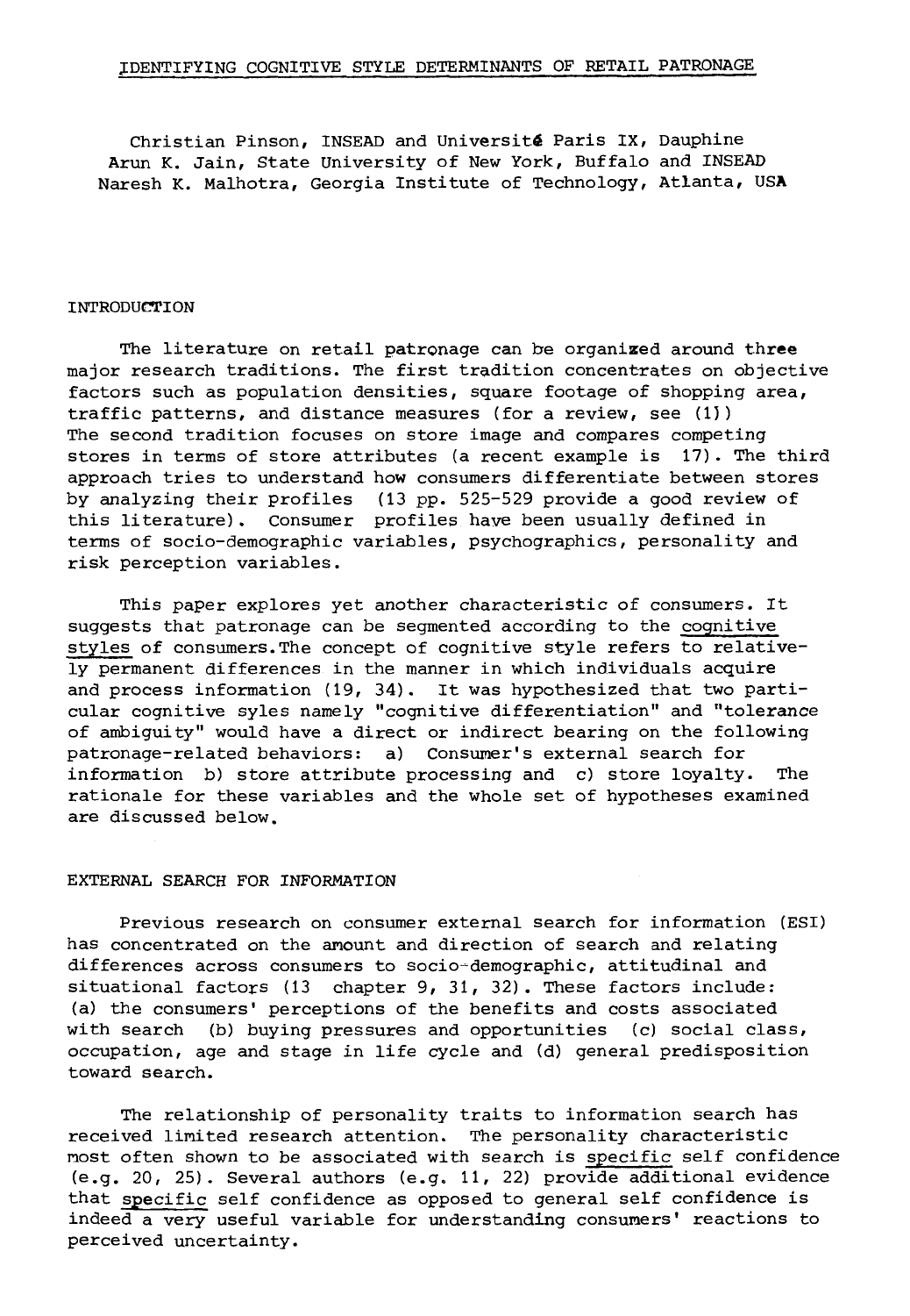## IDENTIFYING COGNITIVE STYLE DETERMINANTS OF RETAIL PATRONAGE

Christian Pinson, INSEAD and Université Paris IX, Dauphine
Arun K. Jain, State University of New York, Buffalo and INSEAD
Naresh K. Malhotra, Georgia Institute of Technology, Atlanta, USA

### INTRODUCTION

The literature on retail patronage can be organized around three major research traditions. The first tradition concentrates on objective factors such as population densities, square footage of shopping area, traffic patterns, and distance measures (for a review, see (1)) The second tradition focuses on store image and compares competing stores in terms of store attributes (a recent example is 17). The third approach tries to understand how consumers differentiate between stores by analyzing their profiles (13 pp. 525-529 provide a good review of this literature). Consumer profiles have been usually defined in terms of socio-demographic variables, psychographics, personality and risk perception variables.

This paper explores yet another characteristic of consumers. It suggests that patronage can be segmented according to the cognitive styles of consumers. The concept of cognitive style refers to relatively permanent differences in the manner in which individuals acquire and process information (19, 34). It was hypothesized that two particular cognitive syles namely "cognitive differentiation" and "tolerance of ambiguity" would have a direct or indirect bearing on the following patronage-related behaviors: a) Consumer's external search for information b) store attribute processing and c) store loyalty. The rationale for these variables and the whole set of hypotheses examined are discussed below.

### EXTERNAL SEARCH FOR INFORMATION

Previous research on consumer external search for information (ESI) has concentrated on the amount and direction of search and relating differences across consumers to socio-demographic, attitudinal and situational factors (13 chapter 9, 31, 32). These factors include: (a) the consumers' perceptions of the benefits and costs associated with search (b) buying pressures and opportunities (c) social class, occupation, age and stage in life cycle and (d) general predisposition toward search.

The relationship of personality traits to information search has received limited research attention. The personality characteristic most often shown to be associated with search is specific self confidence (e.g. 20, 25). Several authors (e.g. 11, 22) provide additional evidence that specific self confidence as opposed to general self confidence is indeed a very useful variable for understanding consumers' reactions to perceived uncertainty.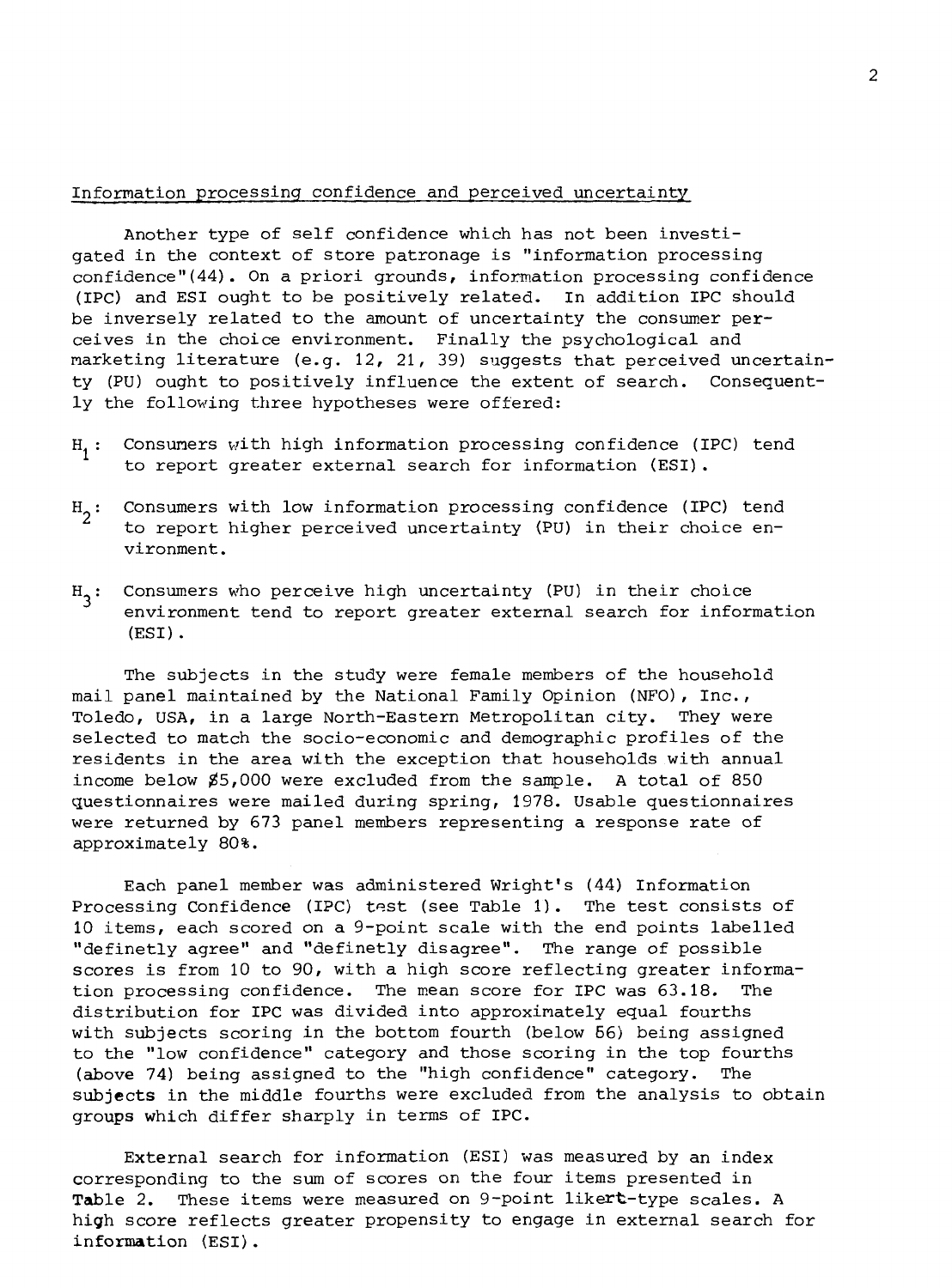Information processing confidence and perceived uncertainty

Another type of self confidence which has not been investigated in the context of store patronage is "information processing confidence"(44). On a priori grounds, information processing confidence (IPC) and ESI ought to be positively related. In addition IPC should be inversely related to the amount of uncertainty the consumer perceives in the choice environment. Finally the psychological and marketing literature (e.g. 12, 21, 39) suggests that perceived uncertainty (PU) ought to positively influence the extent of search. Consequently the following three hypotheses were offered:

$H_1$: Consumers with high information processing confidence (IPC) tend to report greater external search for information (ESI).

$H_2$: Consumers with low information processing confidence (IPC) tend to report higher perceived uncertainty (PU) in their choice environment.

$H_3$: Consumers who perceive high uncertainty (PU) in their choice environment tend to report greater external search for information (ESI).

The subjects in the study were female members of the household mail panel maintained by the National Family Opinion (NFO), Inc., Toledo, USA, in a large North-Eastern Metropolitan city. They were selected to match the socio-economic and demographic profiles of the residents in the area with the exception that households with annual income below $5,000 were excluded from the sample. A total of 850 questionnaires were mailed during spring, 1978. Usable questionnaires were returned by 673 panel members representing a response rate of approximately 80%.

Each panel member was administered Wright's (44) Information Processing Confidence (IPC) test (see Table 1). The test consists of 10 items, each scored on a 9-point scale with the end points labelled "definetly agree" and "definetly disagree". The range of possible scores is from 10 to 90, with a high score reflecting greater information processing confidence. The mean score for IPC was 63.18. The distribution for IPC was divided into approximately equal fourths with subjects scoring in the bottom fourth (below 56) being assigned to the "low confidence" category and those scoring in the top fourths (above 74) being assigned to the "high confidence" category. The subjects in the middle fourths were excluded from the analysis to obtain groups which differ sharply in terms of IPC.

External search for information (ESI) was measured by an index corresponding to the sum of scores on the four items presented in Table 2. These items were measured on 9-point likert-type scales. A high score reflects greater propensity to engage in external search for information (ESI).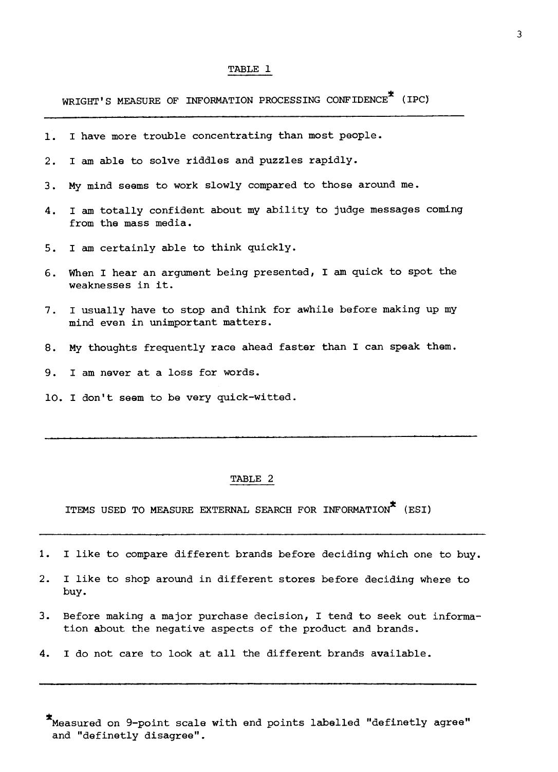TABLE 1

WRIGHT'S MEASURE OF INFORMATION PROCESSING CONFIDENCE* (IPC)

1. I have more trouble concentrating than most people.
2. I am able to solve riddles and puzzles rapidly.
3. My mind seems to work slowly compared to those around me.
4. I am totally confident about my ability to judge messages coming from the mass media.
5. I am certainly able to think quickly.
6. When I hear an argument being presented, I am quick to spot the weaknesses in it.
7. I usually have to stop and think for awhile before making up my mind even in unimportant matters.
8. My thoughts frequently race ahead faster than I can speak them.
9. I am never at a loss for words.
10. I don't seem to be very quick-witted.

TABLE 2

ITEMS USED TO MEASURE EXTERNAL SEARCH FOR INFORMATION* (ESI)

1. I like to compare different brands before deciding which one to buy.
2. I like to shop around in different stores before deciding where to buy.
3. Before making a major purchase decision, I tend to seek out information about the negative aspects of the product and brands.
4. I do not care to look at all the different brands available.

*Measured on 9-point scale with end points labelled "definetly agree" and "definetly disagree".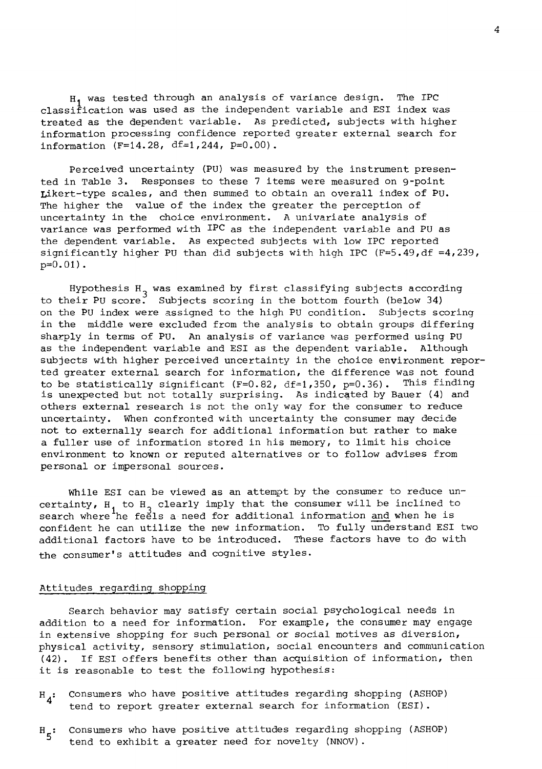$H_1$ was tested through an analysis of variance design. The IPC classification was used as the independent variable and ESI index was treated as the dependent variable. As predicted, subjects with higher information processing confidence reported greater external search for information ($F=14.28$, $df=1,244$, $p=0.00$).

Perceived uncertainty (PU) was measured by the instrument presented in Table 3. Responses to these 7 items were measured on 9-point Likert-type scales, and then summed to obtain an overall index of PU. The higher the value of the index the greater the perception of uncertainty in the choice environment. A univariate analysis of variance was performed with IPC as the independent variable and PU as the dependent variable. As expected subjects with low IPC reported significantly higher PU than did subjects with high IPC ($F=5.49$, $df=4,239$, $p=0.01$).

Hypothesis $H_3$ was examined by first classifying subjects according to their PU score. Subjects scoring in the bottom fourth (below 34) on the PU index were assigned to the high PU condition. Subjects scoring in the middle were excluded from the analysis to obtain groups differing sharply in terms of PU. An analysis of variance was performed using PU as the independent variable and ESI as the dependent variable. Although subjects with higher perceived uncertainty in the choice environment reported greater external search for information, the difference was not found to be statistically significant ($F=0.82$, $df=1,350$, $p=0.36$). This finding is unexpected but not totally surprising. As indicated by Bauer (4) and others external research is not the only way for the consumer to reduce uncertainty. When confronted with uncertainty the consumer may decide not to externally search for additional information but rather to make a fuller use of information stored in his memory, to limit his choice environment to known or reputed alternatives or to follow advises from personal or impersonal sources.

While ESI can be viewed as an attempt by the consumer to reduce uncertainty, $H_1$ to $H_3$ clearly imply that the consumer will be inclined to search where he feels a need for additional information <u>and</u> when he is confident he can utilize the new information. To fully understand ESI two additional factors have to be introduced. These factors have to do with the consumer's attitudes and cognitive styles.

## Attitudes regarding shopping

Search behavior may satisfy certain social psychological needs in addition to a need for information. For example, the consumer may engage in extensive shopping for such personal or social motives as diversion, physical activity, sensory stimulation, social encounters and communication (42). If ESI offers benefits other than acquisition of information, then it is reasonable to test the following hypothesis:

$H_4$: Consumers who have positive attitudes regarding shopping (ASHOP) tend to report greater external search for information (ESI).

$H_5$: Consumers who have positive attitudes regarding shopping (ASHOP) tend to exhibit a greater need for novelty (NNOV).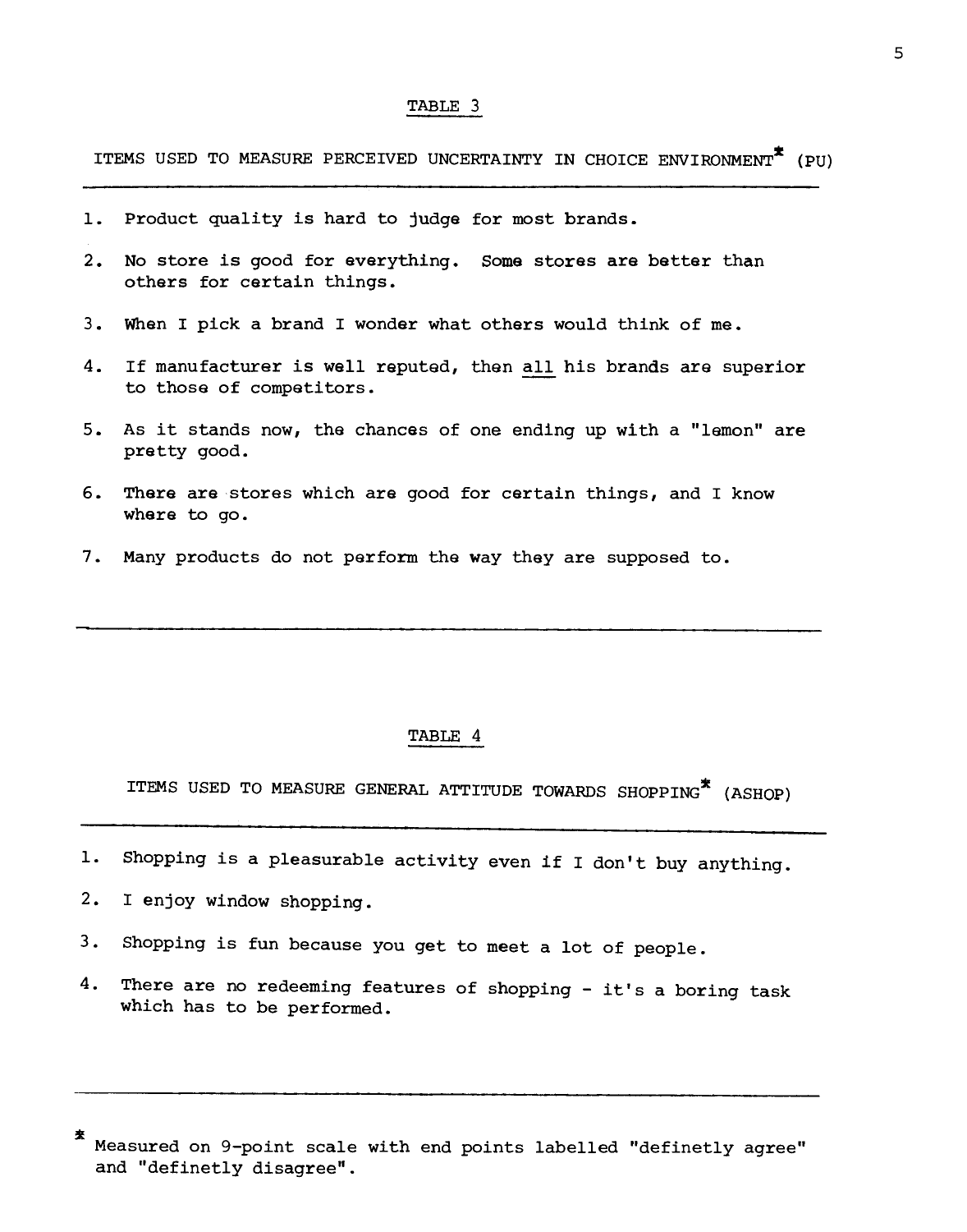## TABLE 3

ITEMS USED TO MEASURE PERCEIVED UNCERTAINTY IN CHOICE ENVIRONMENT* (PU)

1. Product quality is hard to judge for most brands.
2. No store is good for everything. Some stores are better than others for certain things.
3. When I pick a brand I wonder what others would think of me.
4. If manufacturer is well reputed, then <u>all</u> his brands are superior to those of competitors.
5. As it stands now, the chances of one ending up with a "lemon" are pretty good.
6. There are stores which are good for certain things, and I know where to go.
7. Many products do not perform the way they are supposed to.

## TABLE 4

ITEMS USED TO MEASURE GENERAL ATTITUDE TOWARDS SHOPPING* (ASHOP)

1. Shopping is a pleasurable activity even if I don't buy anything.
2. I enjoy window shopping.
3. Shopping is fun because you get to meet a lot of people.
4. There are no redeeming features of shopping - it's a boring task which has to be performed.

* Measured on 9-point scale with end points labelled "definetly agree" and "definetly disagree".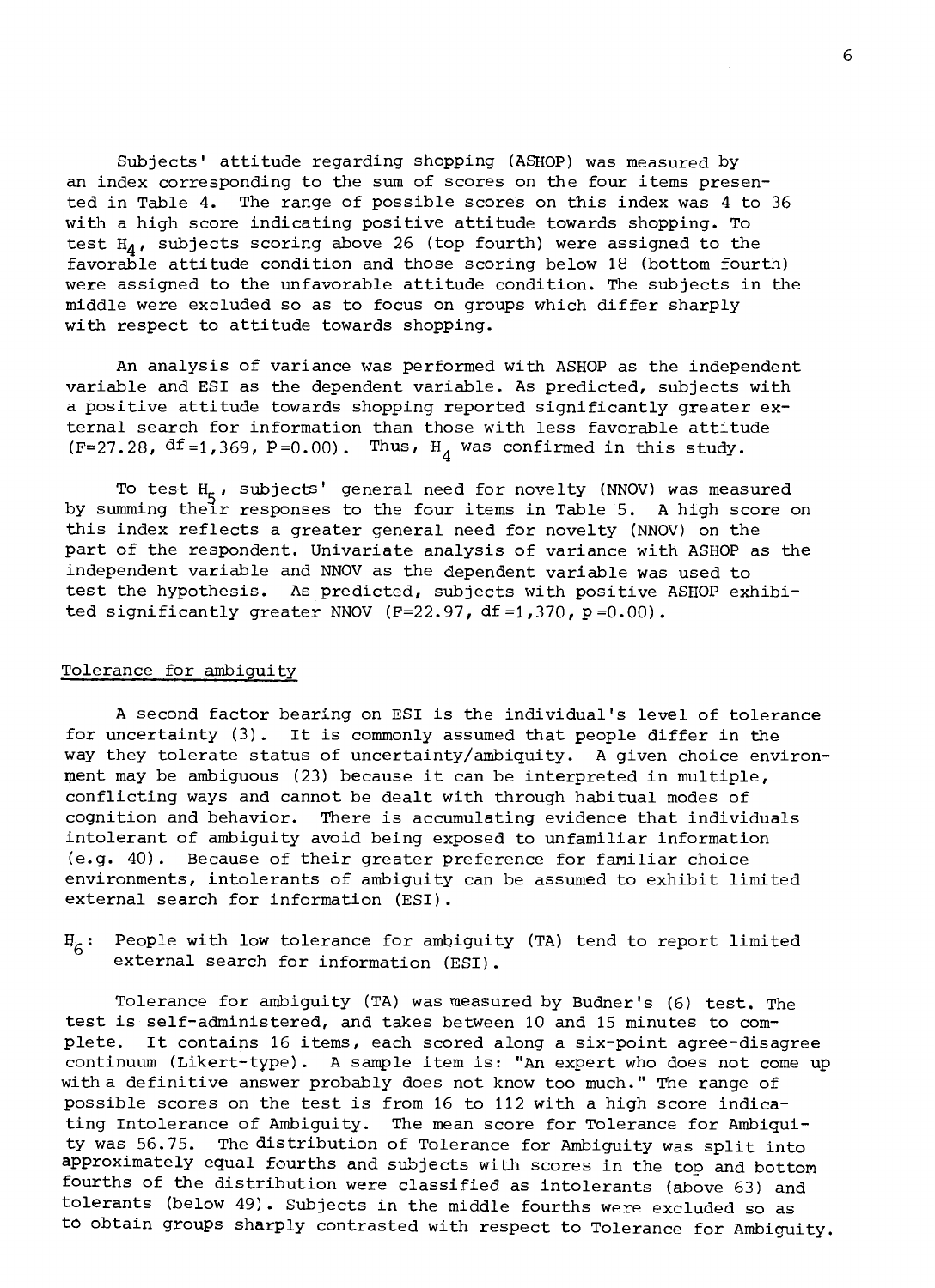Subjects' attitude regarding shopping (ASHOP) was measured by an index corresponding to the sum of scores on the four items presented in Table 4. The range of possible scores on this index was 4 to 36 with a high score indicating positive attitude towards shopping. To test $H_4$, subjects scoring above 26 (top fourth) were assigned to the favorable attitude condition and those scoring below 18 (bottom fourth) were assigned to the unfavorable attitude condition. The subjects in the middle were excluded so as to focus on groups which differ sharply with respect to attitude towards shopping.

An analysis of variance was performed with ASHOP as the independent variable and ESI as the dependent variable. As predicted, subjects with a positive attitude towards shopping reported significantly greater external search for information than those with less favorable attitude ($F=27.28$, $df=1,369$, $P=0.00$). Thus, $H_4$ was confirmed in this study.

To test $H_5$, subjects' general need for novelty (NNOV) was measured by summing their responses to the four items in Table 5. A high score on this index reflects a greater general need for novelty (NNOV) on the part of the respondent. Univariate analysis of variance with ASHOP as the independent variable and NNOV as the dependent variable was used to test the hypothesis. As predicted, subjects with positive ASHOP exhibited significantly greater NNOV ($F=22.97$, $df=1,370$, $p=0.00$).

## Tolerance for ambiguity

A second factor bearing on ESI is the individual's level of tolerance for uncertainty (3). It is commonly assumed that people differ in the way they tolerate status of uncertainty/ambiguity. A given choice environment may be ambiguous (23) because it can be interpreted in multiple, conflicting ways and cannot be dealt with through habitual modes of cognition and behavior. There is accumulating evidence that individuals intolerant of ambiguity avoid being exposed to unfamiliar information (e.g. 40). Because of their greater preference for familiar choice environments, intolerants of ambiguity can be assumed to exhibit limited external search for information (ESI).

$H_6$: People with low tolerance for ambiguity (TA) tend to report limited external search for information (ESI).

Tolerance for ambiguity (TA) was measured by Budner's (6) test. The test is self-administered, and takes between 10 and 15 minutes to complete. It contains 16 items, each scored along a six-point agree-disagree continuum (Likert-type). A sample item is: "An expert who does not come up with a definitive answer probably does not know too much." The range of possible scores on the test is from 16 to 112 with a high score indicating Intolerance of Ambiguity. The mean score for Tolerance for Ambiguity was 56.75. The distribution of Tolerance for Ambiguity was split into approximately equal fourths and subjects with scores in the top and bottom fourths of the distribution were classified as intolerants (above 63) and tolerants (below 49). Subjects in the middle fourths were excluded so as to obtain groups sharply contrasted with respect to Tolerance for Ambiguity.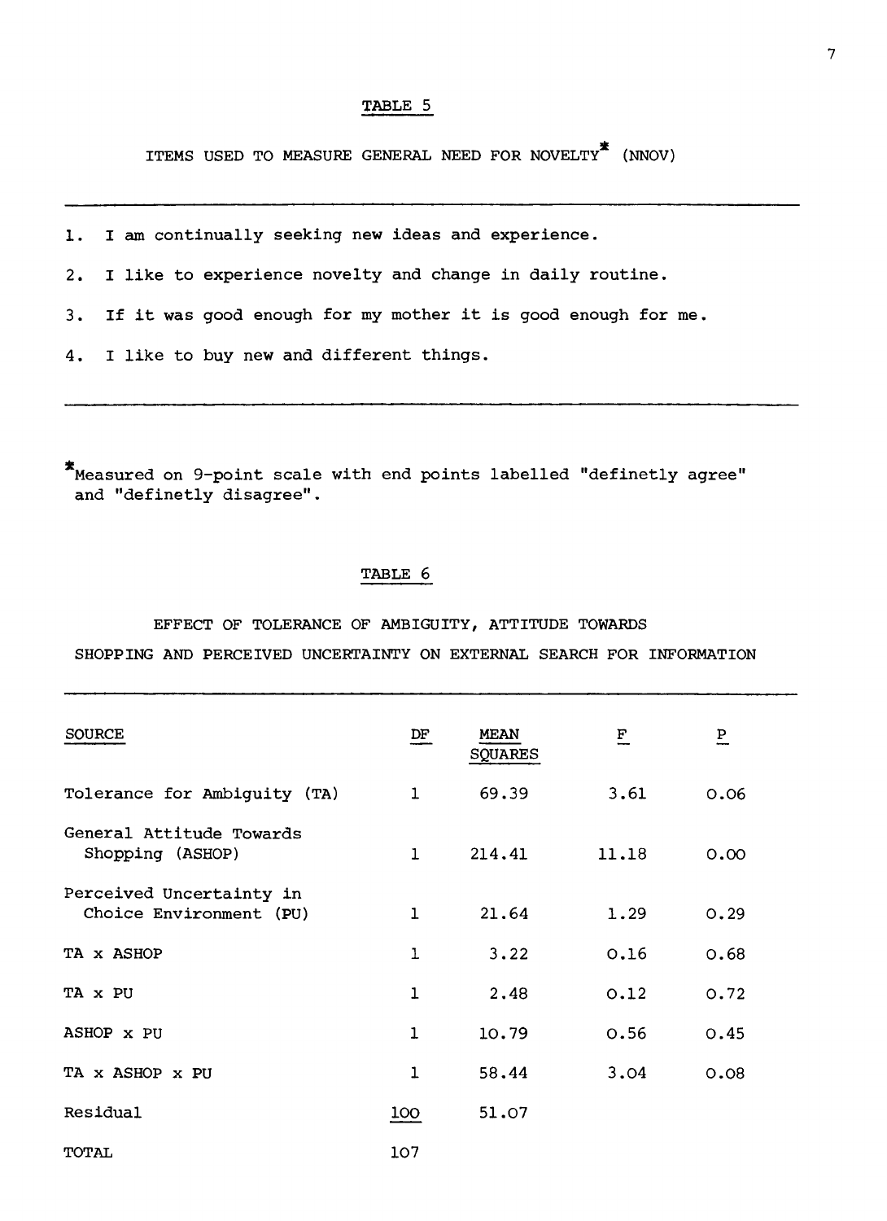TABLE 5

ITEMS USED TO MEASURE GENERAL NEED FOR NOVELTY* (NNOV)

1. I am continually seeking new ideas and experience.
2. I like to experience novelty and change in daily routine.
3. If it was good enough for my mother it is good enough for me.
4. I like to buy new and different things.

*Measured on 9-point scale with end points labelled "definetly agree" and "definetly disagree".

TABLE 6

EFFECT OF TOLERANCE OF AMBIGUITY, ATTITUDE TOWARDS SHOPPING AND PERCEIVED UNCERTAINTY ON EXTERNAL SEARCH FOR INFORMATION

| SOURCE | DF | MEAN SQUARES | F | P |
|---|---|---|---|---|
| Tolerance for Ambiguity (TA) | 1 | 69.39 | 3.61 | 0.06 |
| General Attitude Towards Shopping (ASHOP) | 1 | 214.41 | 11.18 | 0.00 |
| Perceived Uncertainty in Choice Environment (PU) | 1 | 21.64 | 1.29 | 0.29 |
| TA x ASHOP | 1 | 3.22 | 0.16 | 0.68 |
| TA x PU | 1 | 2.48 | 0.12 | 0.72 |
| ASHOP x PU | 1 | 10.79 | 0.56 | 0.45 |
| TA x ASHOP x PU | 1 | 58.44 | 3.04 | 0.08 |
| Residual | 100 | 51.07 | | |
| TOTAL | 107 | | | |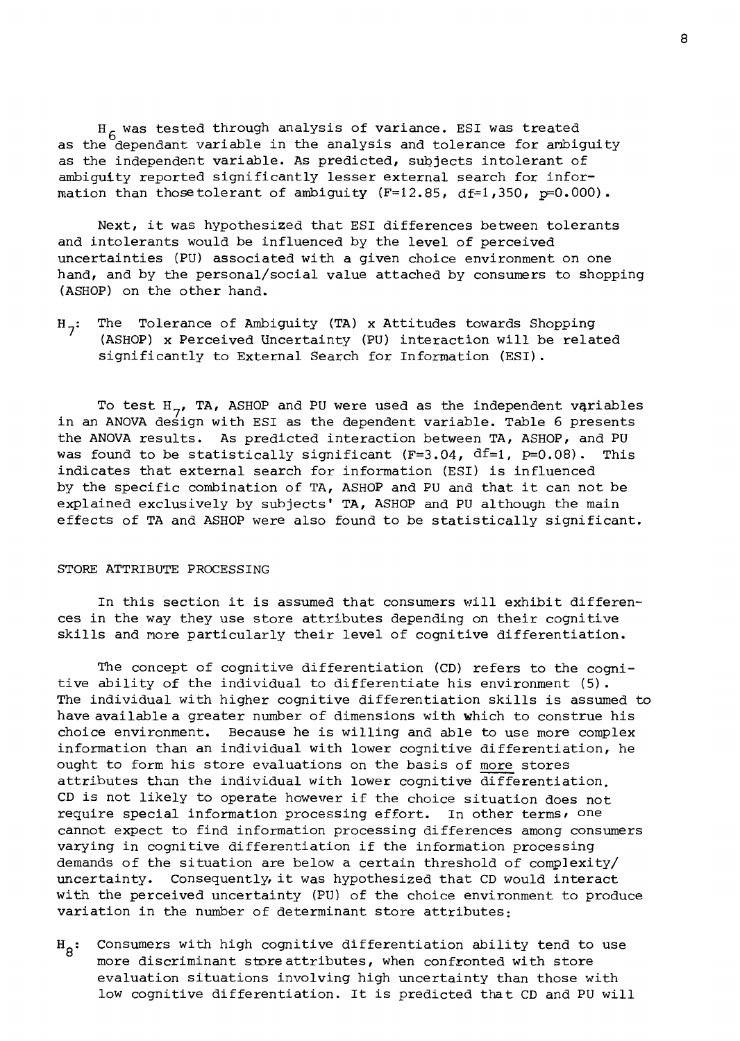$H_6$ was tested through analysis of variance. ESI was treated as the dependant variable in the analysis and tolerance for ambiguity as the independent variable. As predicted, subjects intolerant of ambiguity reported significantly lesser external search for information than those tolerant of ambiguity ($F=12.85$, $df=1,350$, $p=0.000$).

Next, it was hypothesized that ESI differences between tolerants and intolerants would be influenced by the level of perceived uncertainties (PU) associated with a given choice environment on one hand, and by the personal/social value attached by consumers to shopping (ASHOP) on the other hand.

$H_7$: The Tolerance of Ambiguity (TA) x Attitudes towards Shopping (ASHOP) x Perceived Uncertainty (PU) interaction will be related significantly to External Search for Information (ESI).

To test $H_7$, TA, ASHOP and PU were used as the independent variables in an ANOVA design with ESI as the dependent variable. Table 6 presents the ANOVA results. As predicted interaction between TA, ASHOP, and PU was found to be statistically significant ($F=3.04$, $df=1$, $p=0.08$). This indicates that external search for information (ESI) is influenced by the specific combination of TA, ASHOP and PU and that it can not be explained exclusively by subjects' TA, ASHOP and PU although the main effects of TA and ASHOP were also found to be statistically significant.

## STORE ATTRIBUTE PROCESSING

In this section it is assumed that consumers will exhibit differences in the way they use store attributes depending on their cognitive skills and more particularly their level of cognitive differentiation.

The concept of cognitive differentiation (CD) refers to the cognitive ability of the individual to differentiate his environment (5). The individual with higher cognitive differentiation skills is assumed to have available a greater number of dimensions with which to construe his choice environment. Because he is willing and able to use more complex information than an individual with lower cognitive differentiation, he ought to form his store evaluations on the basis of <u>more</u> stores attributes than the individual with lower cognitive differentiation. CD is not likely to operate however if the choice situation does not require special information processing effort. In other terms, one cannot expect to find information processing differences among consumers varying in cognitive differentiation if the information processing demands of the situation are below a certain threshold of complexity/uncertainty. Consequently, it was hypothesized that CD would interact with the perceived uncertainty (PU) of the choice environment to produce variation in the number of determinant store attributes:

$H_8$: Consumers with high cognitive differentiation ability tend to use more discriminant store attributes, when confronted with store evaluation situations involving high uncertainty than those with low cognitive differentiation. It is predicted that CD and PU will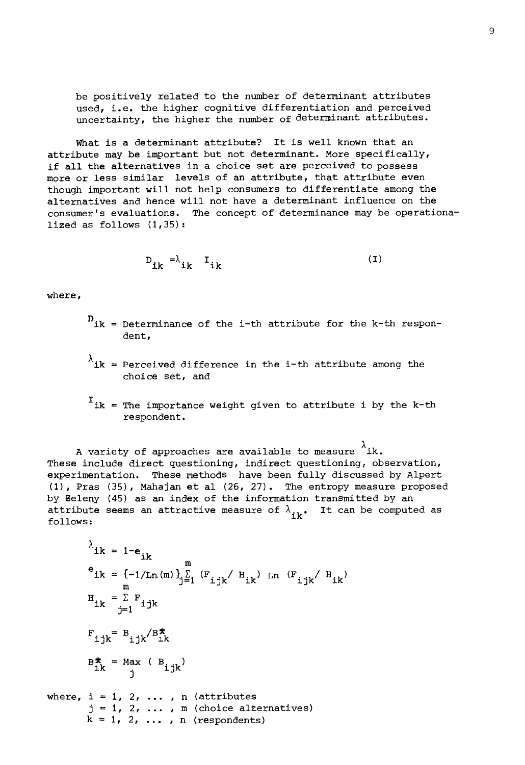be positively related to the number of determinant attributes used, i.e. the higher cognitive differentiation and perceived uncertainty, the higher the number of determinant attributes.

What is a determinant attribute? It is well known that an attribute may be important but not determinant. More specifically, if all the alternatives in a choice set are perceived to possess more or less similar levels of an attribute, that attribute even though important will not help consumers to differentiate among the alternatives and hence will not have a determinant influence on the consumer's evaluations. The concept of determinance may be operationalized as follows (1,35):

$$D_{ik} = \lambda_{ik} \; I_{ik} \qquad \text{(I)}$$

where,

$D_{ik}$ = Determinance of the i-th attribute for the k-th respondent,

$\lambda_{ik}$ = Perceived difference in the i-th attribute among the choice set, and

$I_{ik}$ = The importance weight given to attribute i by the k-th respondent.

A variety of approaches are available to measure $\lambda_{ik}$. These include direct questioning, indirect questioning, observation, experimentation. These methods have been fully discussed by Alpert (1), Pras (35), Mahajan et al (26, 27). The entropy measure proposed by Zeleny (45) as an index of the information transmitted by an attribute seems an attractive measure of $\lambda_{ik}$. It can be computed as follows:

$$\lambda_{ik} = 1 - e_{ik}$$

$$e_{ik} = \{-1/\text{Ln}(m)\} \sum_{j=1}^{m} (F_{ijk}/\,H_{ik}) \;\text{Ln}\; (F_{ijk}/\,H_{ik})$$

$$H_{ik} = \sum_{j=1}^{m} F_{ijk}$$

$$F_{ijk} = B_{ijk}/B^{*}_{ik}$$

$$B^{*}_{ik} = \underset{j}{\text{Max}}\; (B_{ijk})$$

where, i = 1, 2, ... , n (attributes
j = 1, 2, ... , m (choice alternatives)
k = 1, 2, ... , n (respondents)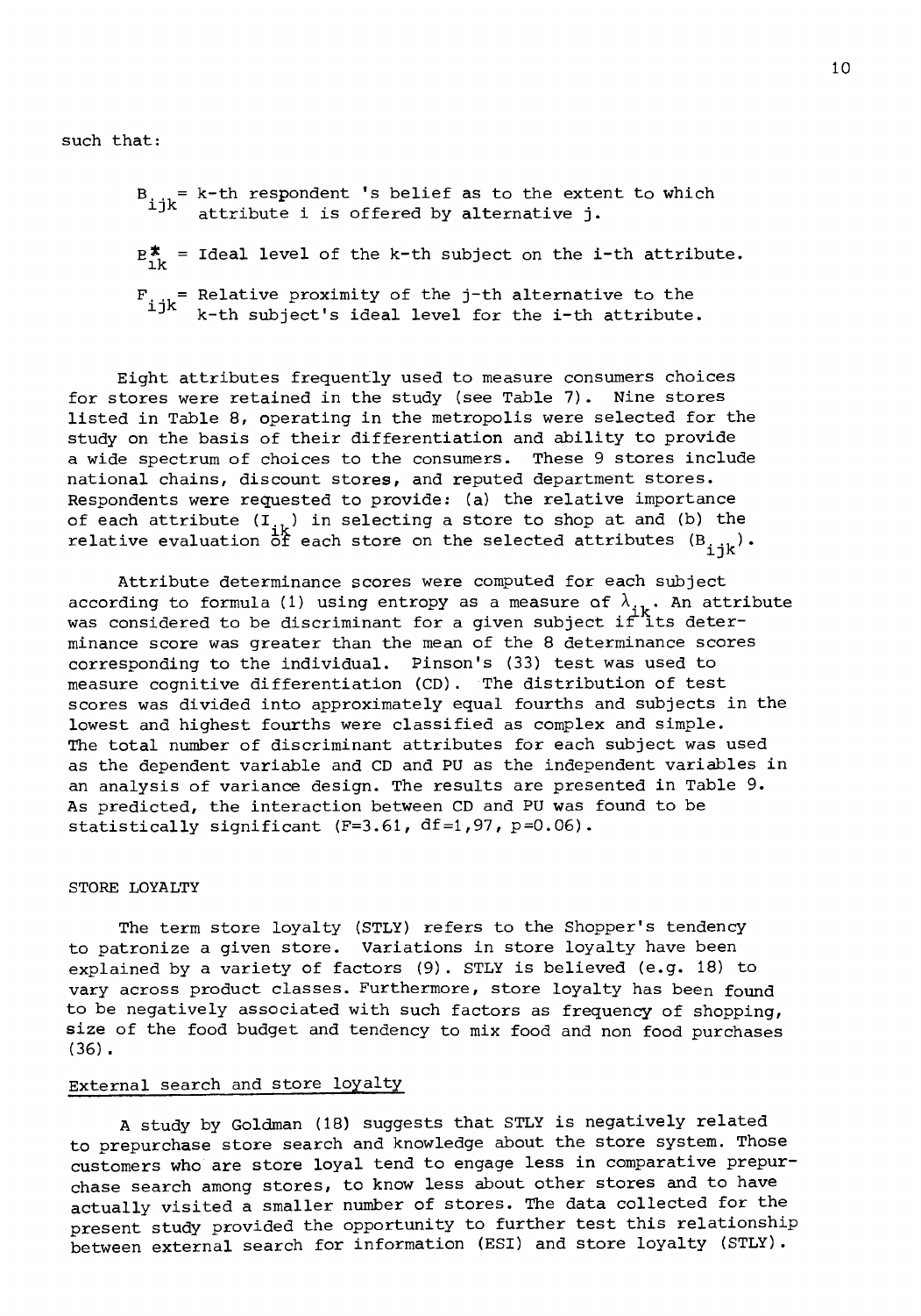such that:

> $B_{ijk}$ = k-th respondent 's belief as to the extent to which attribute i is offered by alternative j.
>
> $B^*_{ik}$ = Ideal level of the k-th subject on the i-th attribute.
>
> $F_{ijk}$ = Relative proximity of the j-th alternative to the k-th subject's ideal level for the i-th attribute.

Eight attributes frequently used to measure consumers choices for stores were retained in the study (see Table 7). Nine stores listed in Table 8, operating in the metropolis were selected for the study on the basis of their differentiation and ability to provide a wide spectrum of choices to the consumers. These 9 stores include national chains, discount stores, and reputed department stores. Respondents were requested to provide: (a) the relative importance of each attribute ($I_{ik}$) in selecting a store to shop at and (b) the relative evaluation of each store on the selected attributes ($B_{ijk}$).

Attribute determinance scores were computed for each subject according to formula (1) using entropy as a measure of $\lambda_{ik}$. An attribute was considered to be discriminant for a given subject if its determinance score was greater than the mean of the 8 determinance scores corresponding to the individual. Pinson's (33) test was used to measure cognitive differentiation (CD). The distribution of test scores was divided into approximately equal fourths and subjects in the lowest and highest fourths were classified as complex and simple. The total number of discriminant attributes for each subject was used as the dependent variable and CD and PU as the independent variables in an analysis of variance design. The results are presented in Table 9. As predicted, the interaction between CD and PU was found to be statistically significant ($F=3.61$, $df=1,97$, $p=0.06$).

## STORE LOYALTY

The term store loyalty (STLY) refers to the Shopper's tendency to patronize a given store. Variations in store loyalty have been explained by a variety of factors (9). STLY is believed (e.g. 18) to vary across product classes. Furthermore, store loyalty has been found to be negatively associated with such factors as frequency of shopping, size of the food budget and tendency to mix food and non food purchases (36).

### External search and store loyalty

A study by Goldman (18) suggests that STLY is negatively related to prepurchase store search and knowledge about the store system. Those customers who are store loyal tend to engage less in comparative prepurchase search among stores, to know less about other stores and to have actually visited a smaller number of stores. The data collected for the present study provided the opportunity to further test this relationship between external search for information (ESI) and store loyalty (STLY).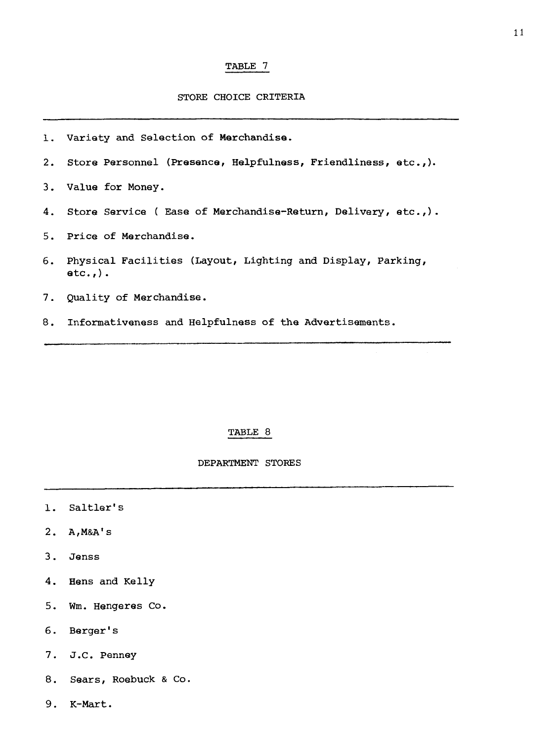TABLE 7

STORE CHOICE CRITERIA

1. Variety and Selection of Merchandise.
2. Store Personnel (Presence, Helpfulness, Friendliness, etc.,).
3. Value for Money.
4. Store Service ( Ease of Merchandise-Return, Delivery, etc.,).
5. Price of Merchandise.
6. Physical Facilities (Layout, Lighting and Display, Parking, etc.,).
7. Quality of Merchandise.
8. Informativeness and Helpfulness of the Advertisements.

TABLE 8

DEPARTMENT STORES

1. Saltler's
2. A,M&A's
3. Jenss
4. Hens and Kelly
5. Wm. Hengeres Co.
6. Berger's
7. J.C. Penney
8. Sears, Roebuck & Co.
9. K-Mart.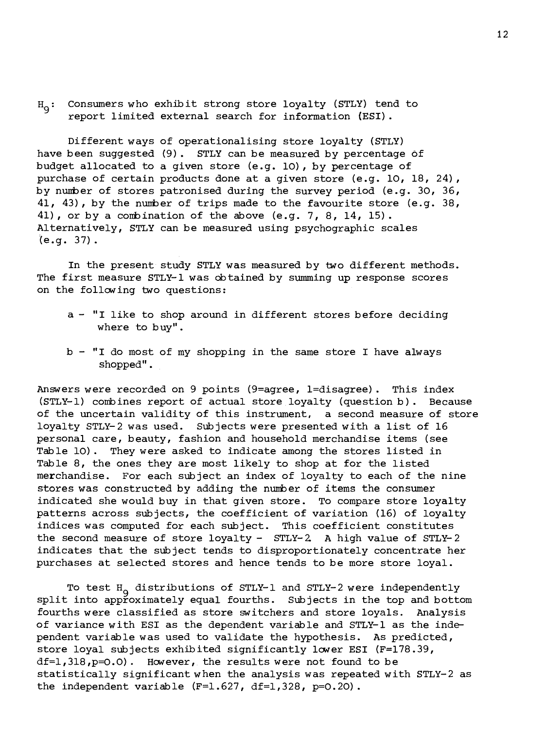$H_9$: Consumers who exhibit strong store loyalty (STLY) tend to report limited external search for information (ESI).

Different ways of operationalising store loyalty (STLY) have been suggested (9). STLY can be measured by percentage of budget allocated to a given store (e.g. 10), by percentage of purchase of certain products done at a given store (e.g. 10, 18, 24), by number of stores patronised during the survey period (e.g. 30, 36, 41, 43), by the number of trips made to the favourite store (e.g. 38, 41), or by a combination of the above (e.g. 7, 8, 14, 15). Alternatively, STLY can be measured using psychographic scales (e.g. 37).

In the present study STLY was measured by two different methods. The first measure STLY-1 was obtained by summing up response scores on the following two questions:

a - "I like to shop around in different stores before deciding where to buy".

b - "I do most of my shopping in the same store I have always shopped".

Answers were recorded on 9 points (9=agree, 1=disagree). This index (STLY-1) combines report of actual store loyalty (question b). Because of the uncertain validity of this instrument, a second measure of store loyalty STLY-2 was used. Subjects were presented with a list of 16 personal care, beauty, fashion and household merchandise items (see Table 10). They were asked to indicate among the stores listed in Table 8, the ones they are most likely to shop at for the listed merchandise. For each subject an index of loyalty to each of the nine stores was constructed by adding the number of items the consumer indicated she would buy in that given store. To compare store loyalty patterns across subjects, the coefficient of variation (16) of loyalty indices was computed for each subject. This coefficient constitutes the second measure of store loyalty - STLY-2. A high value of STLY-2 indicates that the subject tends to disproportionately concentrate her purchases at selected stores and hence tends to be more store loyal.

To test $H_9$ distributions of STLY-1 and STLY-2 were independently split into approximately equal fourths. Subjects in the top and bottom fourths were classified as store switchers and store loyals. Analysis of variance with ESI as the dependent variable and STLY-1 as the independent variable was used to validate the hypothesis. As predicted, store loyal subjects exhibited significantly lower ESI ($F=178.39$, $df=1,318$, $p=0.0$). However, the results were not found to be statistically significant when the analysis was repeated with STLY-2 as the independent variable ($F=1.627$, $df=1,328$, $p=0.20$).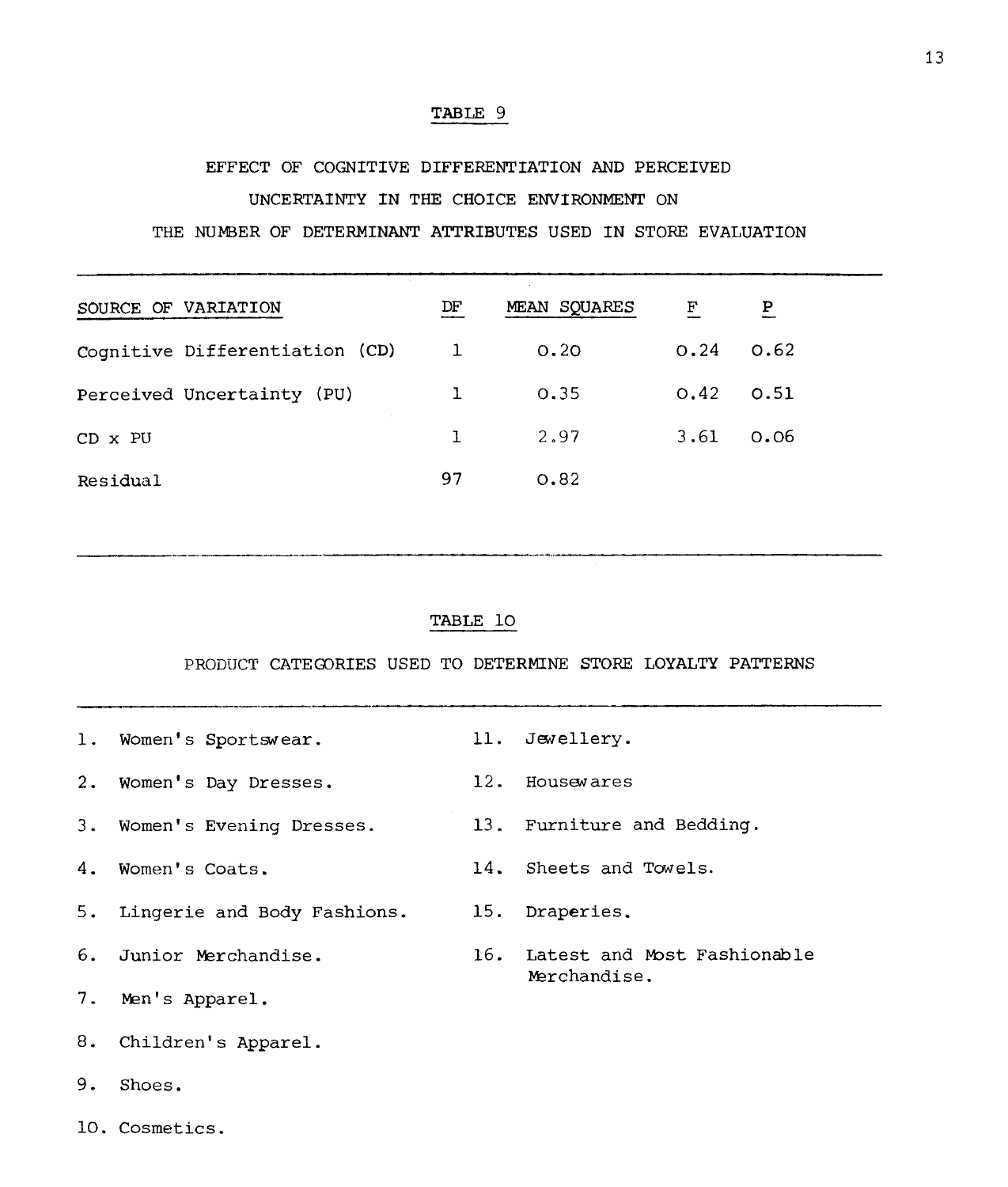## TABLE 9

### EFFECT OF COGNITIVE DIFFERENTIATION AND PERCEIVED UNCERTAINTY IN THE CHOICE ENVIRONMENT ON THE NUMBER OF DETERMINANT ATTRIBUTES USED IN STORE EVALUATION

| SOURCE OF VARIATION | DF | MEAN SQUARES | F | P |
|---|---|---|---|---|
| Cognitive Differentiation (CD) | 1 | 0.20 | 0.24 | 0.62 |
| Perceived Uncertainty (PU) | 1 | 0.35 | 0.42 | 0.51 |
| CD x PU | 1 | 2.97 | 3.61 | 0.06 |
| Residual | 97 | 0.82 | | |

## TABLE 10

### PRODUCT CATEGORIES USED TO DETERMINE STORE LOYALTY PATTERNS

1. Women's Sportswear.
2. Women's Day Dresses.
3. Women's Evening Dresses.
4. Women's Coats.
5. Lingerie and Body Fashions.
6. Junior Merchandise.
7. Men's Apparel.
8. Children's Apparel.
9. Shoes.
10. Cosmetics.
11. Jewellery.
12. Housewares
13. Furniture and Bedding.
14. Sheets and Towels.
15. Draperies.
16. Latest and Most Fashionable Merchandise.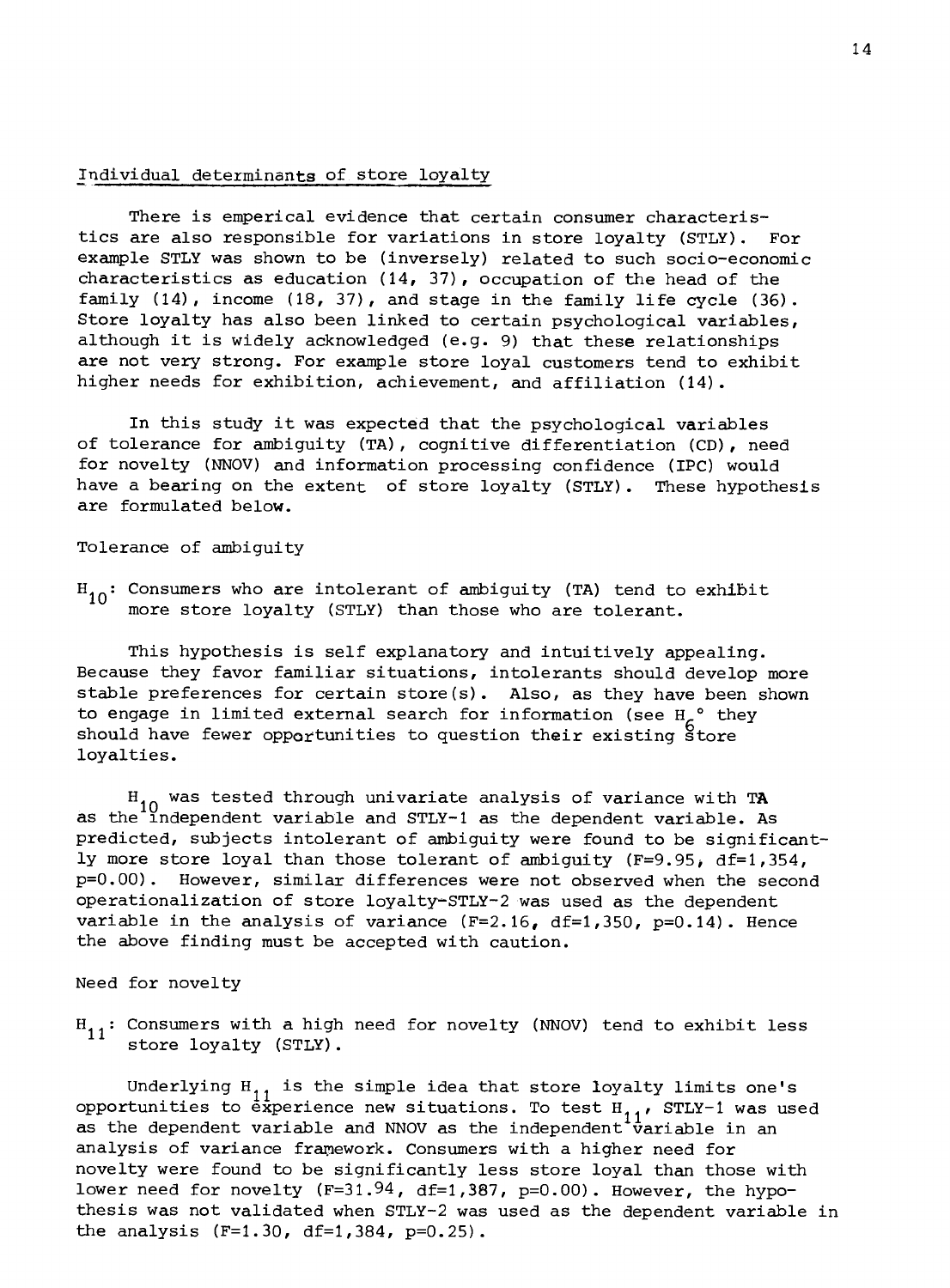## Individual determinants of store loyalty

There is emperical evidence that certain consumer characteristics are also responsible for variations in store loyalty (STLY). For example STLY was shown to be (inversely) related to such socio-economic characteristics as education (14, 37), occupation of the head of the family (14), income (18, 37), and stage in the family life cycle (36). Store loyalty has also been linked to certain psychological variables, although it is widely acknowledged (e.g. 9) that these relationships are not very strong. For example store loyal customers tend to exhibit higher needs for exhibition, achievement, and affiliation (14).

In this study it was expected that the psychological variables of tolerance for ambiguity (TA), cognitive differentiation (CD), need for novelty (NNOV) and information processing confidence (IPC) would have a bearing on the extent of store loyalty (STLY). These hypothesis are formulated below.

### Tolerance of ambiguity

$H_{10}$: Consumers who are intolerant of ambiguity (TA) tend to exhibit more store loyalty (STLY) than those who are tolerant.

This hypothesis is self explanatory and intuitively appealing. Because they favor familiar situations, intolerants should develop more stable preferences for certain store(s). Also, as they have been shown to engage in limited external search for information (see $H_6$° they should have fewer opportunities to question their existing store loyalties.

$H_{10}$ was tested through univariate analysis of variance with TA as the independent variable and STLY-1 as the dependent variable. As predicted, subjects intolerant of ambiguity were found to be significantly more store loyal than those tolerant of ambiguity ($F=9.95$, $df=1,354$, $p=0.00$). However, similar differences were not observed when the second operationalization of store loyalty-STLY-2 was used as the dependent variable in the analysis of variance ($F=2.16$, $df=1,350$, $p=0.14$). Hence the above finding must be accepted with caution.

### Need for novelty

$H_{11}$: Consumers with a high need for novelty (NNOV) tend to exhibit less store loyalty (STLY).

Underlying $H_{11}$ is the simple idea that store loyalty limits one's opportunities to experience new situations. To test $H_{11}$, STLY-1 was used as the dependent variable and NNOV as the independent variable in an analysis of variance framework. Consumers with a higher need for novelty were found to be significantly less store loyal than those with lower need for novelty ($F=31.94$, $df=1,387$, $p=0.00$). However, the hypothesis was not validated when STLY-2 was used as the dependent variable in the analysis ($F=1.30$, $df=1,384$, $p=0.25$).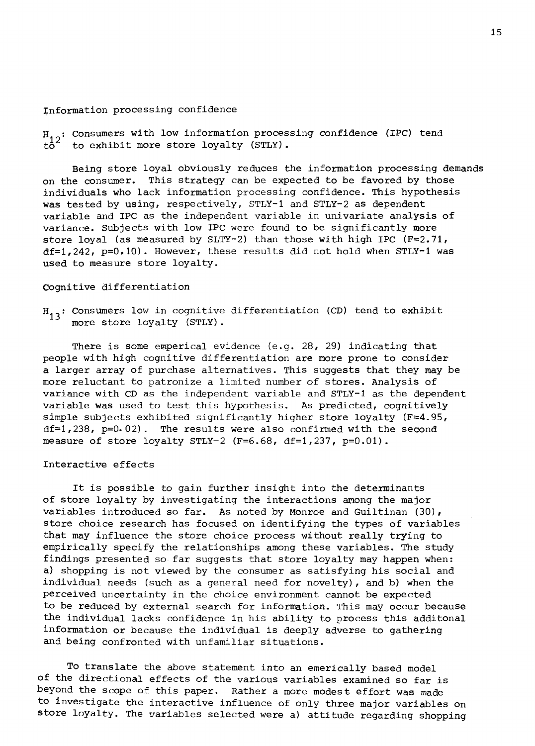Information processing confidence

$H_{12}$: Consumers with low information processing confidence (IPC) tend to to exhibit more store loyalty (STLY).

Being store loyal obviously reduces the information processing demands on the consumer. This strategy can be expected to be favored by those individuals who lack information processing confidence. This hypothesis was tested by using, respectively, STLY-1 and STLY-2 as dependent variable and IPC as the independent variable in univariate analysis of variance. Subjects with low IPC were found to be significantly more store loyal (as measured by SLTY-2) than those with high IPC ($F=2.71$, $df=1,242$, $p=0.10$). However, these results did not hold when STLY-1 was used to measure store loyalty.

Cognitive differentiation

$H_{13}$: Consumers low in cognitive differentiation (CD) tend to exhibit more store loyalty (STLY).

There is some emperical evidence (e.g. 28, 29) indicating that people with high cognitive differentiation are more prone to consider a larger array of purchase alternatives. This suggests that they may be more reluctant to patronize a limited number of stores. Analysis of variance with CD as the independent variable and STLY-1 as the dependent variable was used to test this hypothesis. As predicted, cognitively simple subjects exhibited significantly higher store loyalty ($F=4.95$, $df=1,238$, $p=0.02$). The results were also confirmed with the second measure of store loyalty STLY-2 ($F=6.68$, $df=1,237$, $p=0.01$).

Interactive effects

It is possible to gain further insight into the determinants of store loyalty by investigating the interactions among the major variables introduced so far. As noted by Monroe and Guiltinan (30), store choice research has focused on identifying the types of variables that may influence the store choice process without really trying to empirically specify the relationships among these variables. The study findings presented so far suggests that store loyalty may happen when: a) shopping is not viewed by the consumer as satisfying his social and individual needs (such as a general need for novelty), and b) when the perceived uncertainty in the choice environment cannot be expected to be reduced by external search for information. This may occur because the individual lacks confidence in his ability to process this additonal information or because the individual is deeply adverse to gathering and being confronted with unfamiliar situations.

To translate the above statement into an emerically based model of the directional effects of the various variables examined so far is beyond the scope of this paper. Rather a more modest effort was made to investigate the interactive influence of only three major variables on store loyalty. The variables selected were a) attitude regarding shopping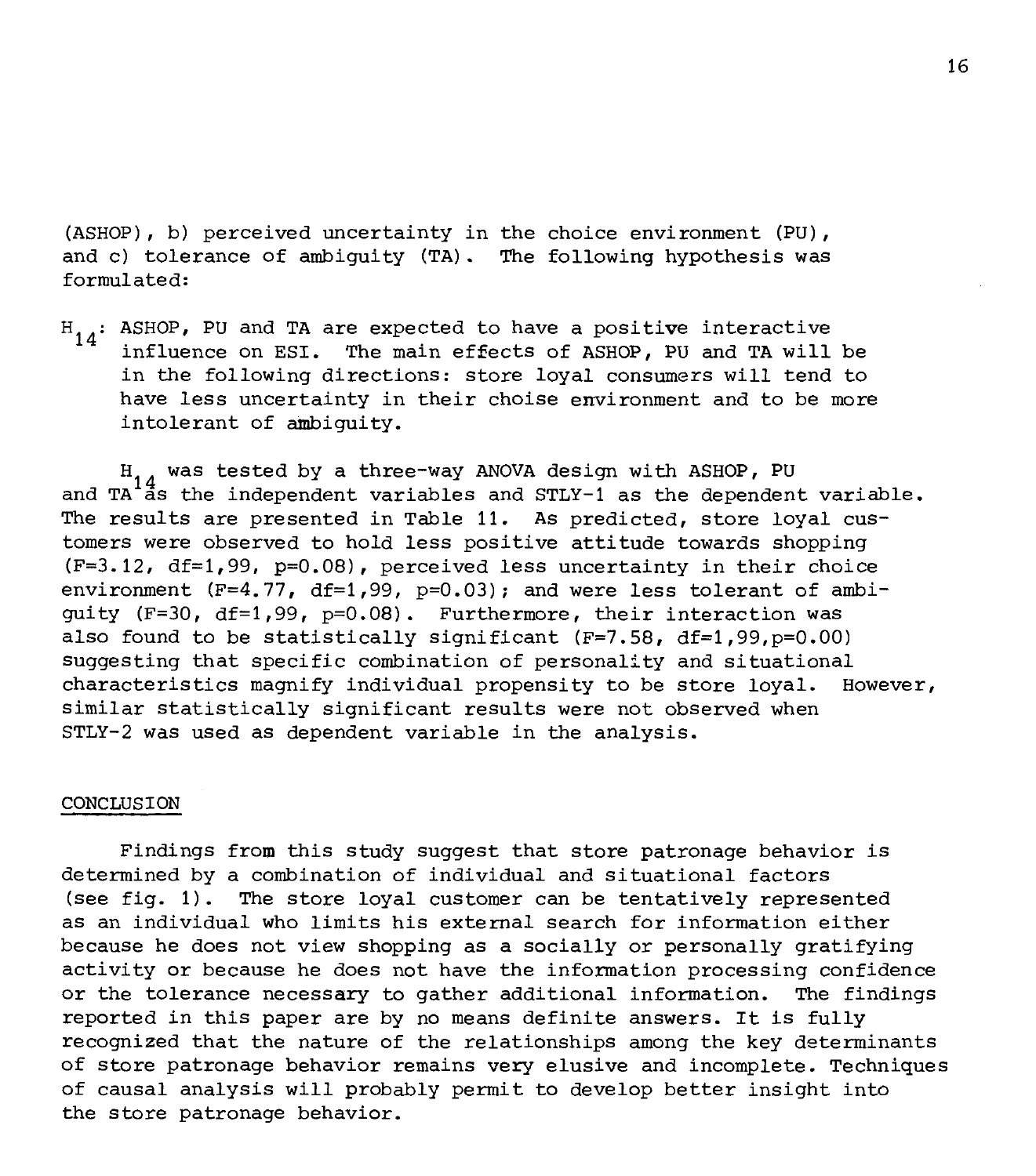(ASHOP), b) perceived uncertainty in the choice environment (PU), and c) tolerance of ambiguity (TA). The following hypothesis was formulated:

$H_{14}$: ASHOP, PU and TA are expected to have a positive interactive influence on ESI. The main effects of ASHOP, PU and TA will be in the following directions: store loyal consumers will tend to have less uncertainty in their choise environment and to be more intolerant of ambiguity.

$H_{14}$ was tested by a three-way ANOVA design with ASHOP, PU and TA as the independent variables and STLY-1 as the dependent variable. The results are presented in Table 11. As predicted, store loyal customers were observed to hold less positive attitude towards shopping ($F=3.12$, $df=1,99$, $p=0.08$), perceived less uncertainty in their choice environment ($F=4.77$, $df=1,99$, $p=0.03$); and were less tolerant of ambiguity ($F=30$, $df=1,99$, $p=0.08$). Furthermore, their interaction was also found to be statistically significant ($F=7.58$, $df=1,99$, $p=0.00$) suggesting that specific combination of personality and situational characteristics magnify individual propensity to be store loyal. However, similar statistically significant results were not observed when STLY-2 was used as dependent variable in the analysis.

## CONCLUSION

Findings from this study suggest that store patronage behavior is determined by a combination of individual and situational factors (see fig. 1). The store loyal customer can be tentatively represented as an individual who limits his external search for information either because he does not view shopping as a socially or personally gratifying activity or because he does not have the information processing confidence or the tolerance necessary to gather additional information. The findings reported in this paper are by no means definite answers. It is fully recognized that the nature of the relationships among the key determinants of store patronage behavior remains very elusive and incomplete. Techniques of causal analysis will probably permit to develop better insight into the store patronage behavior.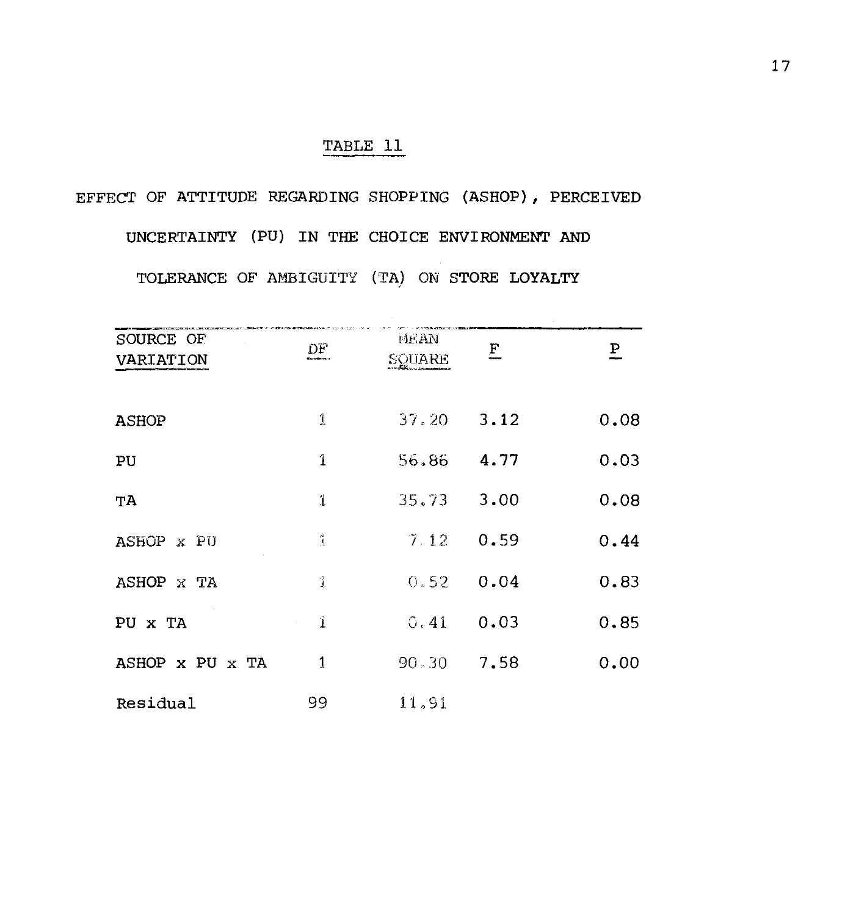## TABLE 11

EFFECT OF ATTITUDE REGARDING SHOPPING (ASHOP), PERCEIVED UNCERTAINTY (PU) IN THE CHOICE ENVIRONMENT AND TOLERANCE OF AMBIGUITY (TA) ON STORE LOYALTY

| SOURCE OF VARIATION | DF | MEAN SQUARE | F | P |
|---|---|---|---|---|
| ASHOP | 1 | 37.20 | 3.12 | 0.08 |
| PU | 1 | 56.86 | 4.77 | 0.03 |
| TA | 1 | 35.73 | 3.00 | 0.08 |
| ASHOP x PU | 1 | 7.12 | 0.59 | 0.44 |
| ASHOP x TA | 1 | 0.52 | 0.04 | 0.83 |
| PU x TA | 1 | 0.41 | 0.03 | 0.85 |
| ASHOP x PU x TA | 1 | 90.30 | 7.58 | 0.00 |
| Residual | 99 | 11.91 | | |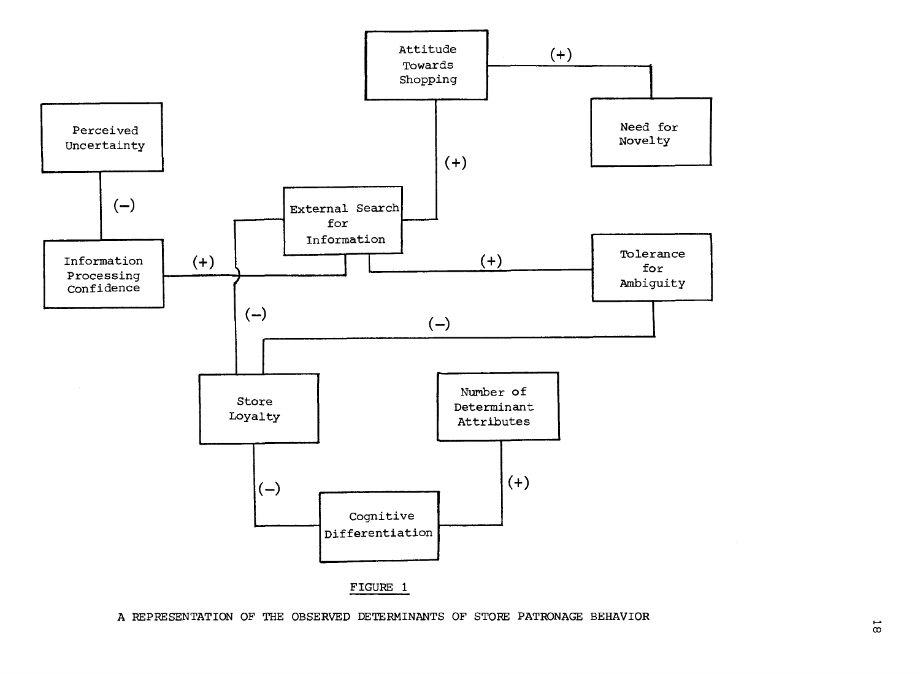FIGURE 1

A REPRESENTATION OF THE OBSERVED DETERMINANTS OF STORE PATRONAGE BEHAVIOR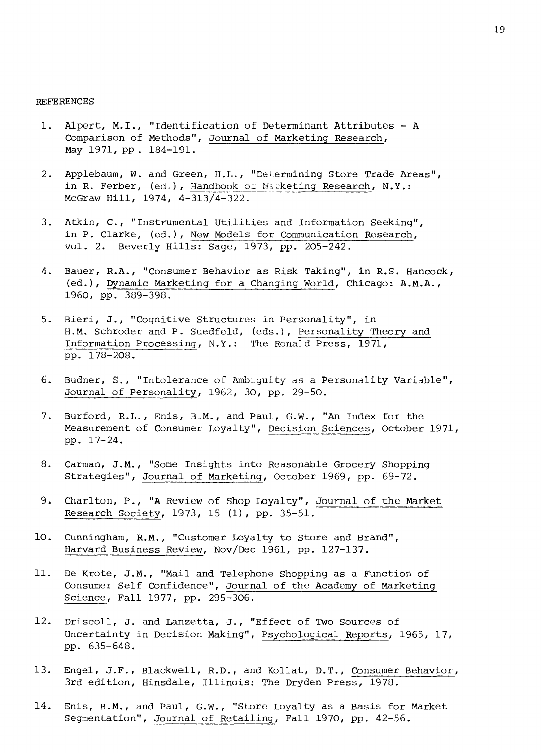REFERENCES

1. Alpert, M.I., "Identification of Determinant Attributes - A Comparison of Methods", Journal of Marketing Research, May 1971, pp. 184-191.

2. Applebaum, W. and Green, H.L., "Determining Store Trade Areas", in R. Ferber, (ed.), Handbook of Marketing Research, N.Y.: McGraw Hill, 1974, 4-313/4-322.

3. Atkin, C., "Instrumental Utilities and Information Seeking", in P. Clarke, (ed.), New Models for Communication Research, vol. 2. Beverly Hills: Sage, 1973, pp. 205-242.

4. Bauer, R.A., "Consumer Behavior as Risk Taking", in R.S. Hancock, (ed.), Dynamic Marketing for a Changing World, Chicago: A.M.A., 1960, pp. 389-398.

5. Bieri, J., "Cognitive Structures in Personality", in H.M. Schroder and P. Suedfeld, (eds.), Personality Theory and Information Processing, N.Y.: The Ronald Press, 1971, pp. 178-208.

6. Budner, S., "Intolerance of Ambiguity as a Personality Variable", Journal of Personality, 1962, 30, pp. 29-50.

7. Burford, R.L., Enis, B.M., and Paul, G.W., "An Index for the Measurement of Consumer Loyalty", Decision Sciences, October 1971, pp. 17-24.

8. Carman, J.M., "Some Insights into Reasonable Grocery Shopping Strategies", Journal of Marketing, October 1969, pp. 69-72.

9. Charlton, P., "A Review of Shop Loyalty", Journal of the Market Research Society, 1973, 15 (1), pp. 35-51.

10. Cunningham, R.M., "Customer Loyalty to Store and Brand", Harvard Business Review, Nov/Dec 1961, pp. 127-137.

11. De Krote, J.M., "Mail and Telephone Shopping as a Function of Consumer Self Confidence", Journal of the Academy of Marketing Science, Fall 1977, pp. 295-306.

12. Driscoll, J. and Lanzetta, J., "Effect of Two Sources of Uncertainty in Decision Making", Psychological Reports, 1965, 17, pp. 635-648.

13. Engel, J.F., Blackwell, R.D., and Kollat, D.T., Consumer Behavior, 3rd edition, Hinsdale, Illinois: The Dryden Press, 1978.

14. Enis, B.M., and Paul, G.W., "Store Loyalty as a Basis for Market Segmentation", Journal of Retailing, Fall 1970, pp. 42-56.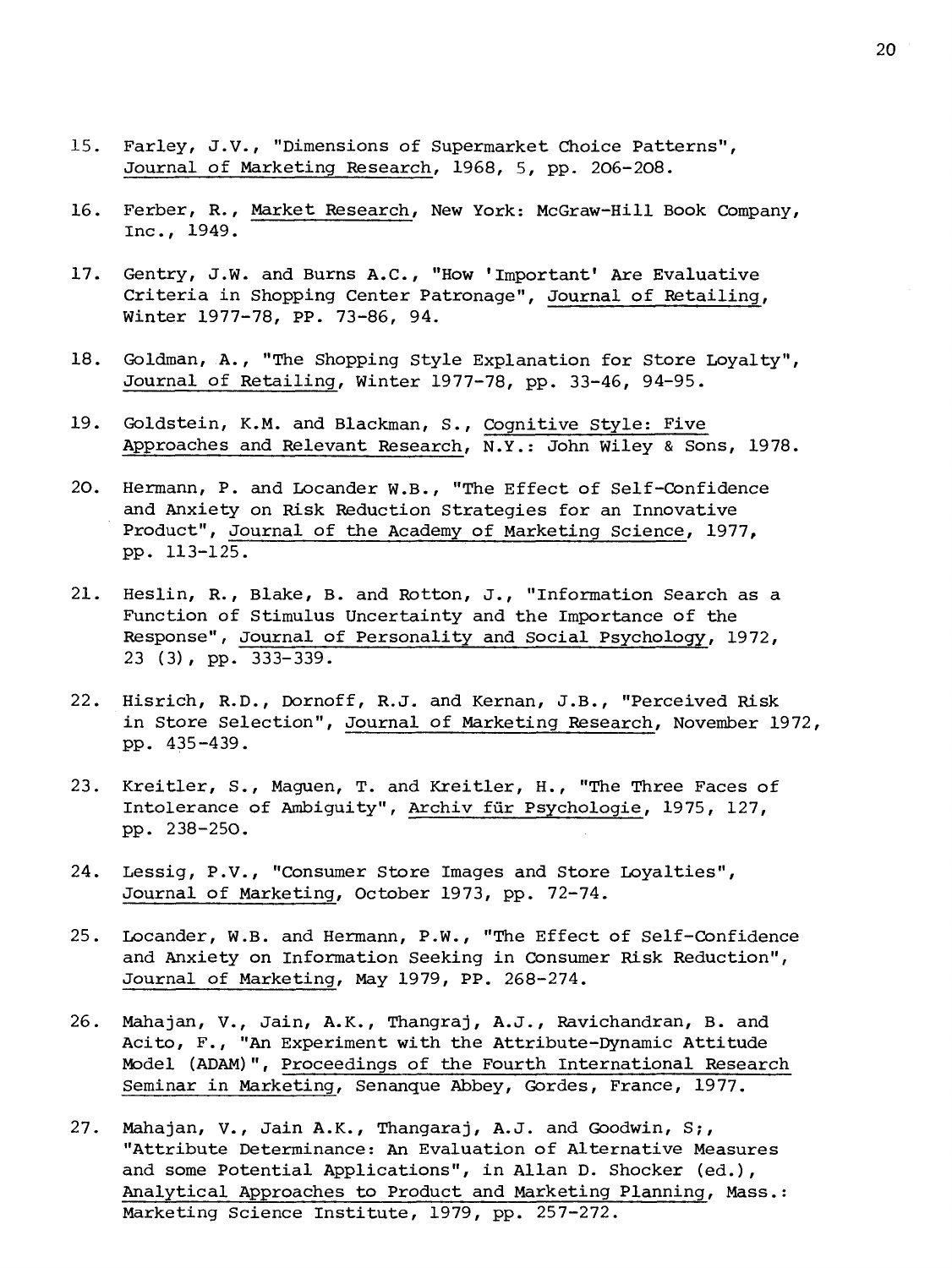15. Farley, J.V., "Dimensions of Supermarket Choice Patterns", Journal of Marketing Research, 1968, 5, pp. 206-208.

16. Ferber, R., Market Research, New York: McGraw-Hill Book Company, Inc., 1949.

17. Gentry, J.W. and Burns A.C., "How 'Important' Are Evaluative Criteria in Shopping Center Patronage", Journal of Retailing, Winter 1977-78, PP. 73-86, 94.

18. Goldman, A., "The Shopping Style Explanation for Store Loyalty", Journal of Retailing, Winter 1977-78, pp. 33-46, 94-95.

19. Goldstein, K.M. and Blackman, S., Cognitive Style: Five Approaches and Relevant Research, N.Y.: John Wiley & Sons, 1978.

20. Hermann, P. and Locander W.B., "The Effect of Self-Confidence and Anxiety on Risk Reduction Strategies for an Innovative Product", Journal of the Academy of Marketing Science, 1977, pp. 113-125.

21. Heslin, R., Blake, B. and Rotton, J., "Information Search as a Function of Stimulus Uncertainty and the Importance of the Response", Journal of Personality and Social Psychology, 1972, 23 (3), pp. 333-339.

22. Hisrich, R.D., Dornoff, R.J. and Kernan, J.B., "Perceived Risk in Store Selection", Journal of Marketing Research, November 1972, pp. 435-439.

23. Kreitler, S., Maguen, T. and Kreitler, H., "The Three Faces of Intolerance of Ambiguity", Archiv für Psychologie, 1975, 127, pp. 238-250.

24. Lessig, P.V., "Consumer Store Images and Store Loyalties", Journal of Marketing, October 1973, pp. 72-74.

25. Locander, W.B. and Hermann, P.W., "The Effect of Self-Confidence and Anxiety on Information Seeking in Consumer Risk Reduction", Journal of Marketing, May 1979, PP. 268-274.

26. Mahajan, V., Jain, A.K., Thangraj, A.J., Ravichandran, B. and Acito, F., "An Experiment with the Attribute-Dynamic Attitude Model (ADAM)", Proceedings of the Fourth International Research Seminar in Marketing, Senanque Abbey, Gordes, France, 1977.

27. Mahajan, V., Jain A.K., Thangaraj, A.J. and Goodwin, S;, "Attribute Determinance: An Evaluation of Alternative Measures and some Potential Applications", in Allan D. Shocker (ed.), Analytical Approaches to Product and Marketing Planning, Mass.: Marketing Science Institute, 1979, pp. 257-272.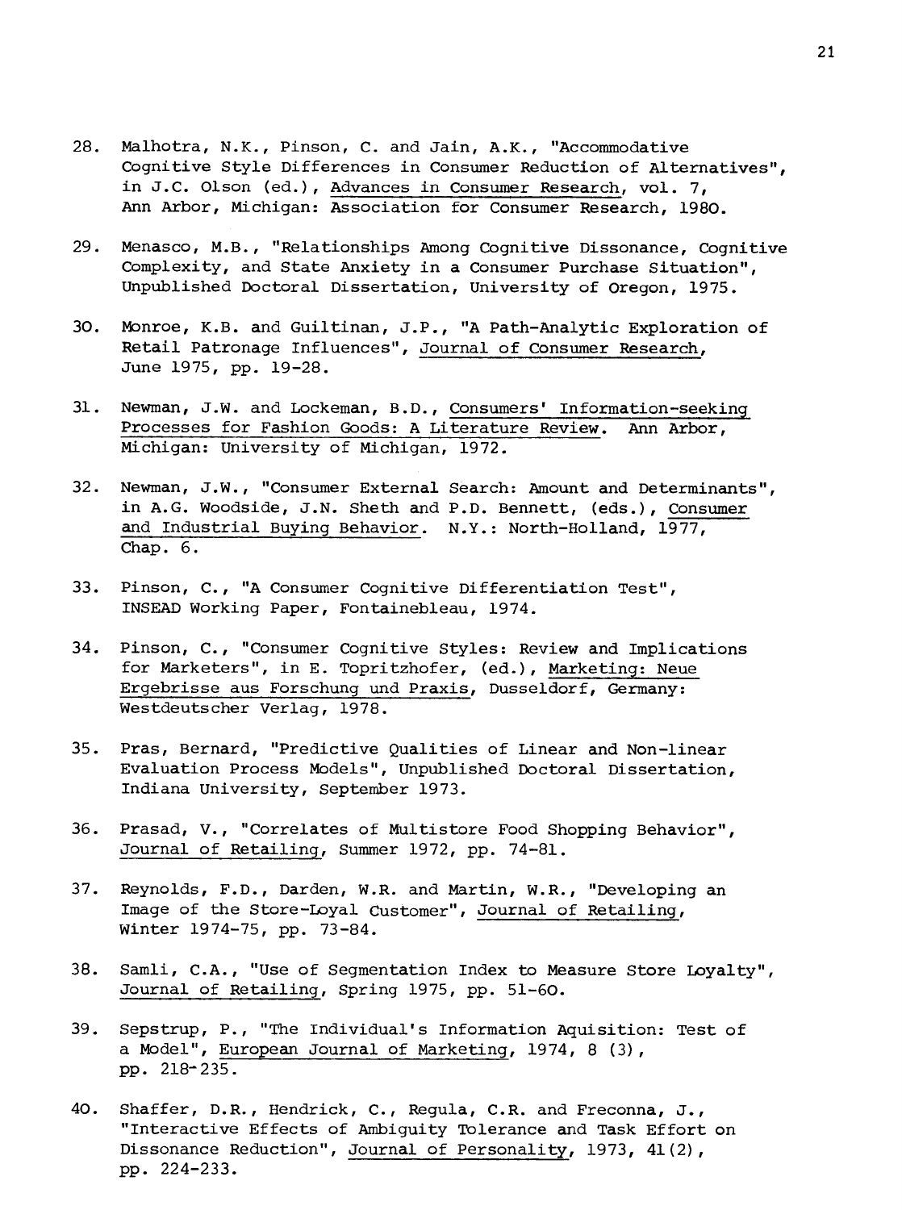28. Malhotra, N.K., Pinson, C. and Jain, A.K., "Accommodative Cognitive Style Differences in Consumer Reduction of Alternatives", in J.C. Olson (ed.), Advances in Consumer Research, vol. 7, Ann Arbor, Michigan: Association for Consumer Research, 1980.

29. Menasco, M.B., "Relationships Among Cognitive Dissonance, Cognitive Complexity, and State Anxiety in a Consumer Purchase Situation", Unpublished Doctoral Dissertation, University of Oregon, 1975.

30. Monroe, K.B. and Guiltinan, J.P., "A Path-Analytic Exploration of Retail Patronage Influences", Journal of Consumer Research, June 1975, pp. 19-28.

31. Newman, J.W. and Lockeman, B.D., Consumers' Information-seeking Processes for Fashion Goods: A Literature Review. Ann Arbor, Michigan: University of Michigan, 1972.

32. Newman, J.W., "Consumer External Search: Amount and Determinants", in A.G. Woodside, J.N. Sheth and P.D. Bennett, (eds.), Consumer and Industrial Buying Behavior. N.Y.: North-Holland, 1977, Chap. 6.

33. Pinson, C., "A Consumer Cognitive Differentiation Test", INSEAD Working Paper, Fontainebleau, 1974.

34. Pinson, C., "Consumer Cognitive Styles: Review and Implications for Marketers", in E. Topritzhofer, (ed.), Marketing: Neue Ergebrisse aus Forschung und Praxis, Dusseldorf, Germany: Westdeutscher Verlag, 1978.

35. Pras, Bernard, "Predictive Qualities of Linear and Non-linear Evaluation Process Models", Unpublished Doctoral Dissertation, Indiana University, September 1973.

36. Prasad, V., "Correlates of Multistore Food Shopping Behavior", Journal of Retailing, Summer 1972, pp. 74-81.

37. Reynolds, F.D., Darden, W.R. and Martin, W.R., "Developing an Image of the Store-Loyal Customer", Journal of Retailing, Winter 1974-75, pp. 73-84.

38. Samli, C.A., "Use of Segmentation Index to Measure Store Loyalty", Journal of Retailing, Spring 1975, pp. 51-60.

39. Sepstrup, P., "The Individual's Information Aquisition: Test of a Model", European Journal of Marketing, 1974, 8 (3), pp. 218-235.

40. Shaffer, D.R., Hendrick, C., Regula, C.R. and Freconna, J., "Interactive Effects of Ambiguity Tolerance and Task Effort on Dissonance Reduction", Journal of Personality, 1973, 41(2), pp. 224-233.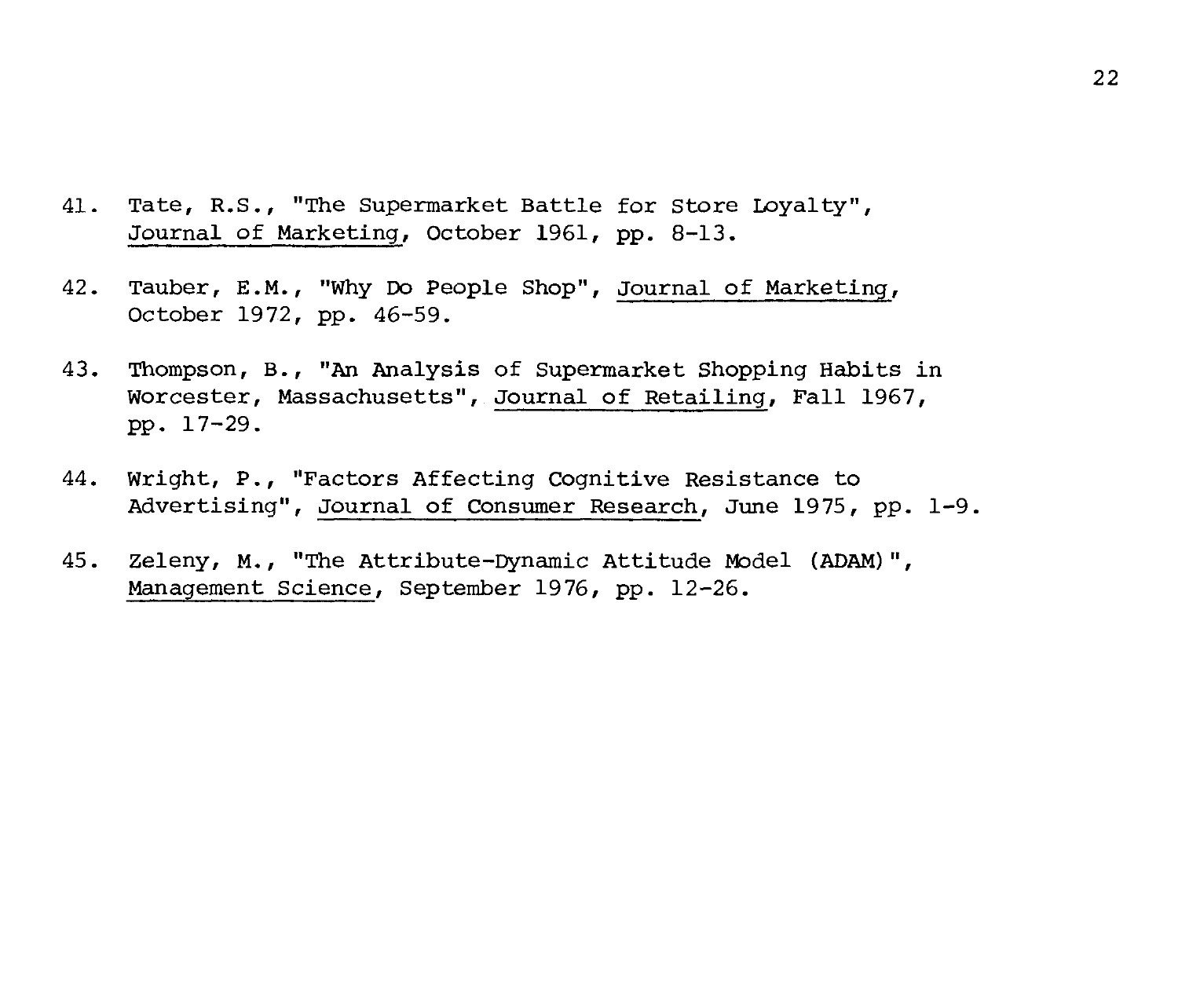41. Tate, R.S., "The Supermarket Battle for Store Loyalty", Journal of Marketing, October 1961, pp. 8-13.

42. Tauber, E.M., "Why Do People Shop", Journal of Marketing, October 1972, pp. 46-59.

43. Thompson, B., "An Analysis of Supermarket Shopping Habits in Worcester, Massachusetts", Journal of Retailing, Fall 1967, pp. 17-29.

44. Wright, P., "Factors Affecting Cognitive Resistance to Advertising", Journal of Consumer Research, June 1975, pp. 1-9.

45. Zeleny, M., "The Attribute-Dynamic Attitude Model (ADAM)", Management Science, September 1976, pp. 12-26.